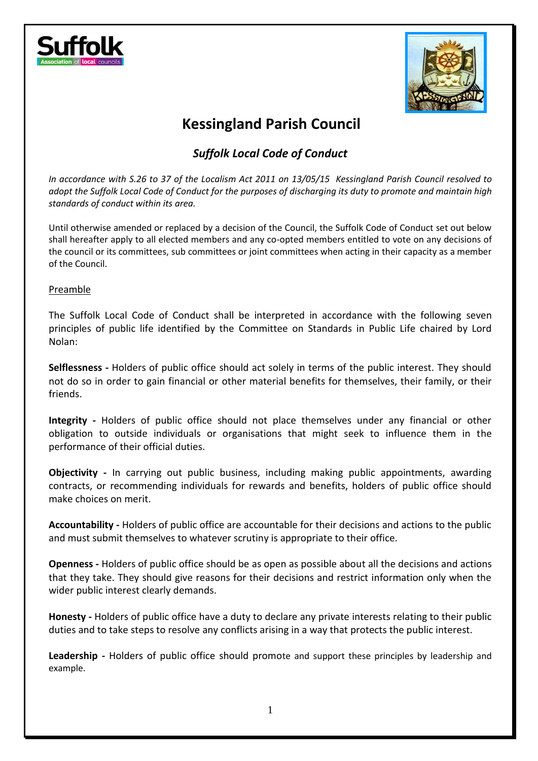# Kessingland Parish Council

## *Suffolk Local Code of Conduct*

*In accordance with S.26 to 37 of the Localism Act 2011 on 13/05/15 Kessingland Parish Council resolved to adopt the Suffolk Local Code of Conduct for the purposes of discharging its duty to promote and maintain high standards of conduct within its area.*

Until otherwise amended or replaced by a decision of the Council, the Suffolk Code of Conduct set out below shall hereafter apply to all elected members and any co-opted members entitled to vote on any decisions of the council or its committees, sub committees or joint committees when acting in their capacity as a member of the Council.

Preamble

The Suffolk Local Code of Conduct shall be interpreted in accordance with the following seven principles of public life identified by the Committee on Standards in Public Life chaired by Lord Nolan:

**Selflessness -** Holders of public office should act solely in terms of the public interest. They should not do so in order to gain financial or other material benefits for themselves, their family, or their friends.

**Integrity -** Holders of public office should not place themselves under any financial or other obligation to outside individuals or organisations that might seek to influence them in the performance of their official duties.

**Objectivity -** In carrying out public business, including making public appointments, awarding contracts, or recommending individuals for rewards and benefits, holders of public office should make choices on merit.

**Accountability -** Holders of public office are accountable for their decisions and actions to the public and must submit themselves to whatever scrutiny is appropriate to their office.

**Openness -** Holders of public office should be as open as possible about all the decisions and actions that they take. They should give reasons for their decisions and restrict information only when the wider public interest clearly demands.

**Honesty -** Holders of public office have a duty to declare any private interests relating to their public duties and to take steps to resolve any conflicts arising in a way that protects the public interest.

**Leadership -** Holders of public office should promote and support these principles by leadership and example.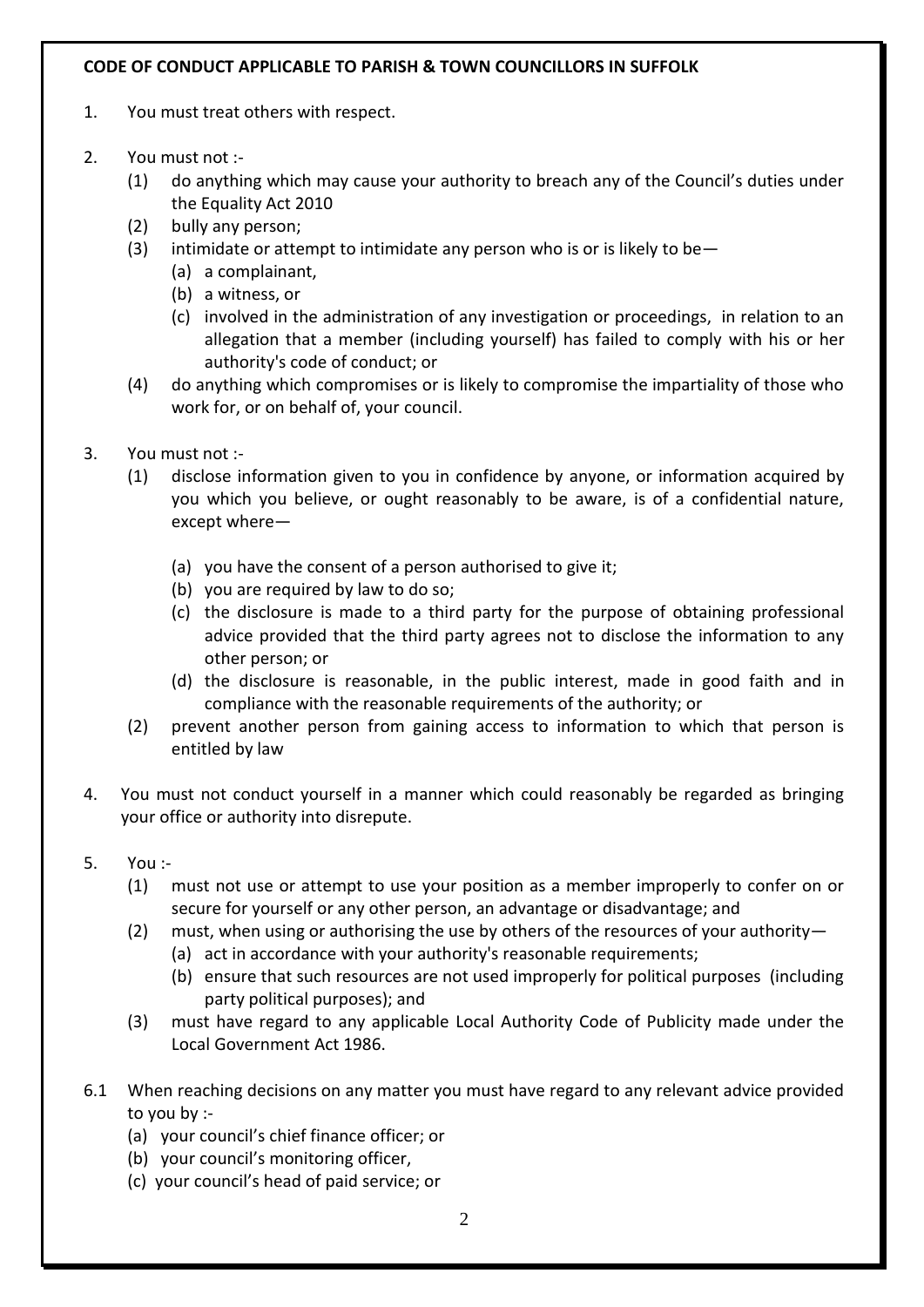**CODE OF CONDUCT APPLICABLE TO PARISH & TOWN COUNCILLORS IN SUFFOLK**

1. You must treat others with respect.

2. You must not :-
   (1) do anything which may cause your authority to breach any of the Council's duties under the Equality Act 2010
   (2) bully any person;
   (3) intimidate or attempt to intimidate any person who is or is likely to be—
      (a) a complainant,
      (b) a witness, or
      (c) involved in the administration of any investigation or proceedings, in relation to an allegation that a member (including yourself) has failed to comply with his or her authority's code of conduct; or
   (4) do anything which compromises or is likely to compromise the impartiality of those who work for, or on behalf of, your council.

3. You must not :-
   (1) disclose information given to you in confidence by anyone, or information acquired by you which you believe, or ought reasonably to be aware, is of a confidential nature, except where—

      (a) you have the consent of a person authorised to give it;
      (b) you are required by law to do so;
      (c) the disclosure is made to a third party for the purpose of obtaining professional advice provided that the third party agrees not to disclose the information to any other person; or
      (d) the disclosure is reasonable, in the public interest, made in good faith and in compliance with the reasonable requirements of the authority; or
   (2) prevent another person from gaining access to information to which that person is entitled by law

4. You must not conduct yourself in a manner which could reasonably be regarded as bringing your office or authority into disrepute.

5. You :-
   (1) must not use or attempt to use your position as a member improperly to confer on or secure for yourself or any other person, an advantage or disadvantage; and
   (2) must, when using or authorising the use by others of the resources of your authority—
      (a) act in accordance with your authority's reasonable requirements;
      (b) ensure that such resources are not used improperly for political purposes (including party political purposes); and
   (3) must have regard to any applicable Local Authority Code of Publicity made under the Local Government Act 1986.

6.1 When reaching decisions on any matter you must have regard to any relevant advice provided to you by :-
   (a) your council's chief finance officer; or
   (b) your council's monitoring officer,
   (c) your council's head of paid service; or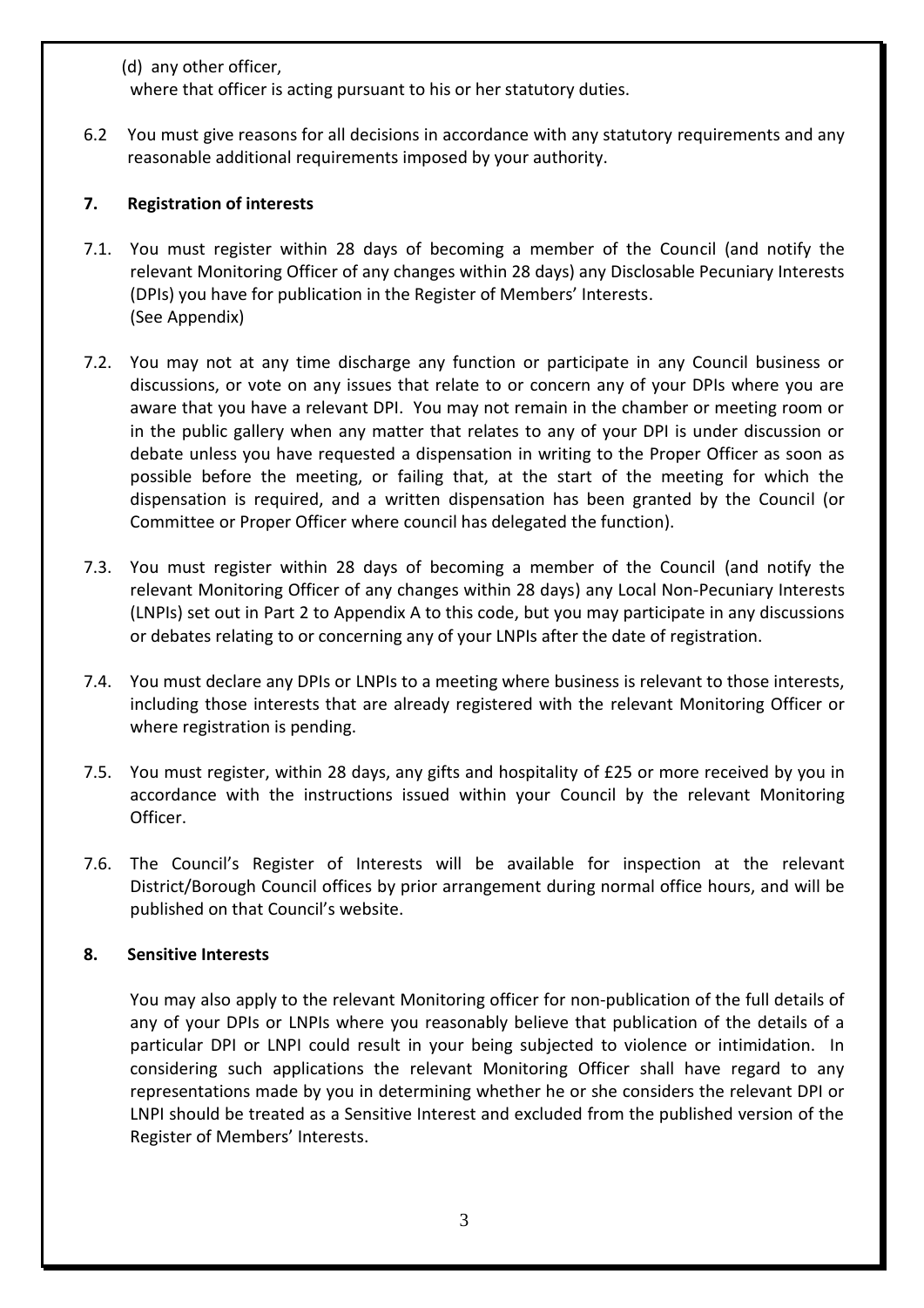(d) any other officer,
where that officer is acting pursuant to his or her statutory duties.

6.2 You must give reasons for all decisions in accordance with any statutory requirements and any reasonable additional requirements imposed by your authority.

**7. Registration of interests**

7.1. You must register within 28 days of becoming a member of the Council (and notify the relevant Monitoring Officer of any changes within 28 days) any Disclosable Pecuniary Interests (DPIs) you have for publication in the Register of Members' Interests.
(See Appendix)

7.2. You may not at any time discharge any function or participate in any Council business or discussions, or vote on any issues that relate to or concern any of your DPIs where you are aware that you have a relevant DPI. You may not remain in the chamber or meeting room or in the public gallery when any matter that relates to any of your DPI is under discussion or debate unless you have requested a dispensation in writing to the Proper Officer as soon as possible before the meeting, or failing that, at the start of the meeting for which the dispensation is required, and a written dispensation has been granted by the Council (or Committee or Proper Officer where council has delegated the function).

7.3. You must register within 28 days of becoming a member of the Council (and notify the relevant Monitoring Officer of any changes within 28 days) any Local Non-Pecuniary Interests (LNPIs) set out in Part 2 to Appendix A to this code, but you may participate in any discussions or debates relating to or concerning any of your LNPIs after the date of registration.

7.4. You must declare any DPIs or LNPIs to a meeting where business is relevant to those interests, including those interests that are already registered with the relevant Monitoring Officer or where registration is pending.

7.5. You must register, within 28 days, any gifts and hospitality of £25 or more received by you in accordance with the instructions issued within your Council by the relevant Monitoring Officer.

7.6. The Council's Register of Interests will be available for inspection at the relevant District/Borough Council offices by prior arrangement during normal office hours, and will be published on that Council's website.

**8. Sensitive Interests**

You may also apply to the relevant Monitoring officer for non-publication of the full details of any of your DPIs or LNPIs where you reasonably believe that publication of the details of a particular DPI or LNPI could result in your being subjected to violence or intimidation. In considering such applications the relevant Monitoring Officer shall have regard to any representations made by you in determining whether he or she considers the relevant DPI or LNPI should be treated as a Sensitive Interest and excluded from the published version of the Register of Members' Interests.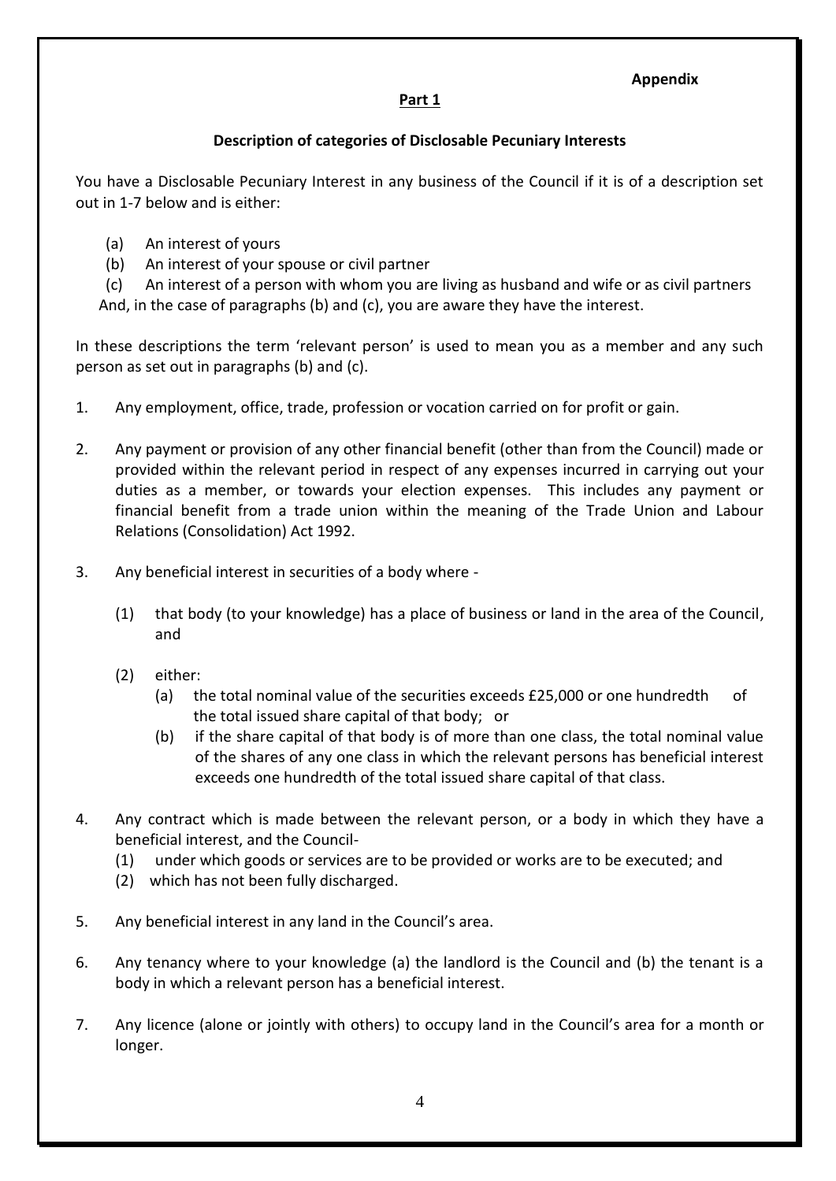**Appendix**

**Part 1**

**Description of categories of Disclosable Pecuniary Interests**

You have a Disclosable Pecuniary Interest in any business of the Council if it is of a description set out in 1-7 below and is either:

(a) An interest of yours
(b) An interest of your spouse or civil partner
(c) An interest of a person with whom you are living as husband and wife or as civil partners

And, in the case of paragraphs (b) and (c), you are aware they have the interest.

In these descriptions the term 'relevant person' is used to mean you as a member and any such person as set out in paragraphs (b) and (c).

1. Any employment, office, trade, profession or vocation carried on for profit or gain.

2. Any payment or provision of any other financial benefit (other than from the Council) made or provided within the relevant period in respect of any expenses incurred in carrying out your duties as a member, or towards your election expenses. This includes any payment or financial benefit from a trade union within the meaning of the Trade Union and Labour Relations (Consolidation) Act 1992.

3. Any beneficial interest in securities of a body where -

   (1) that body (to your knowledge) has a place of business or land in the area of the Council, and

   (2) either:
      (a) the total nominal value of the securities exceeds £25,000 or one hundredth of the total issued share capital of that body; or
      (b) if the share capital of that body is of more than one class, the total nominal value of the shares of any one class in which the relevant persons has beneficial interest exceeds one hundredth of the total issued share capital of that class.

4. Any contract which is made between the relevant person, or a body in which they have a beneficial interest, and the Council-
   (1) under which goods or services are to be provided or works are to be executed; and
   (2) which has not been fully discharged.

5. Any beneficial interest in any land in the Council's area.

6. Any tenancy where to your knowledge (a) the landlord is the Council and (b) the tenant is a body in which a relevant person has a beneficial interest.

7. Any licence (alone or jointly with others) to occupy land in the Council's area for a month or longer.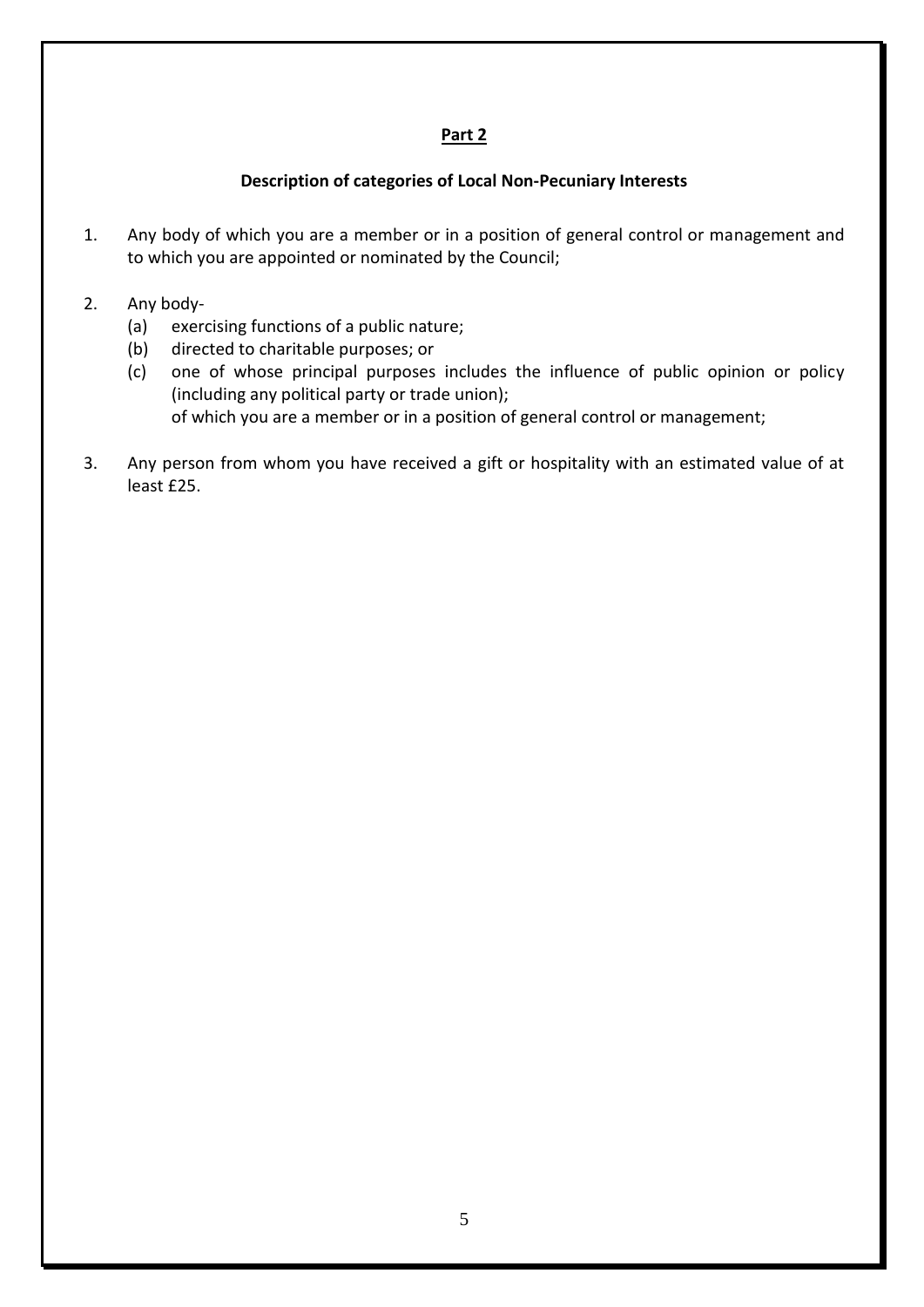## Part 2

### Description of categories of Local Non-Pecuniary Interests

1. Any body of which you are a member or in a position of general control or management and to which you are appointed or nominated by the Council;

2. Any body-
   - (a) exercising functions of a public nature;
   - (b) directed to charitable purposes; or
   - (c) one of whose principal purposes includes the influence of public opinion or policy (including any political party or trade union);

   of which you are a member or in a position of general control or management;

3. Any person from whom you have received a gift or hospitality with an estimated value of at least £25.